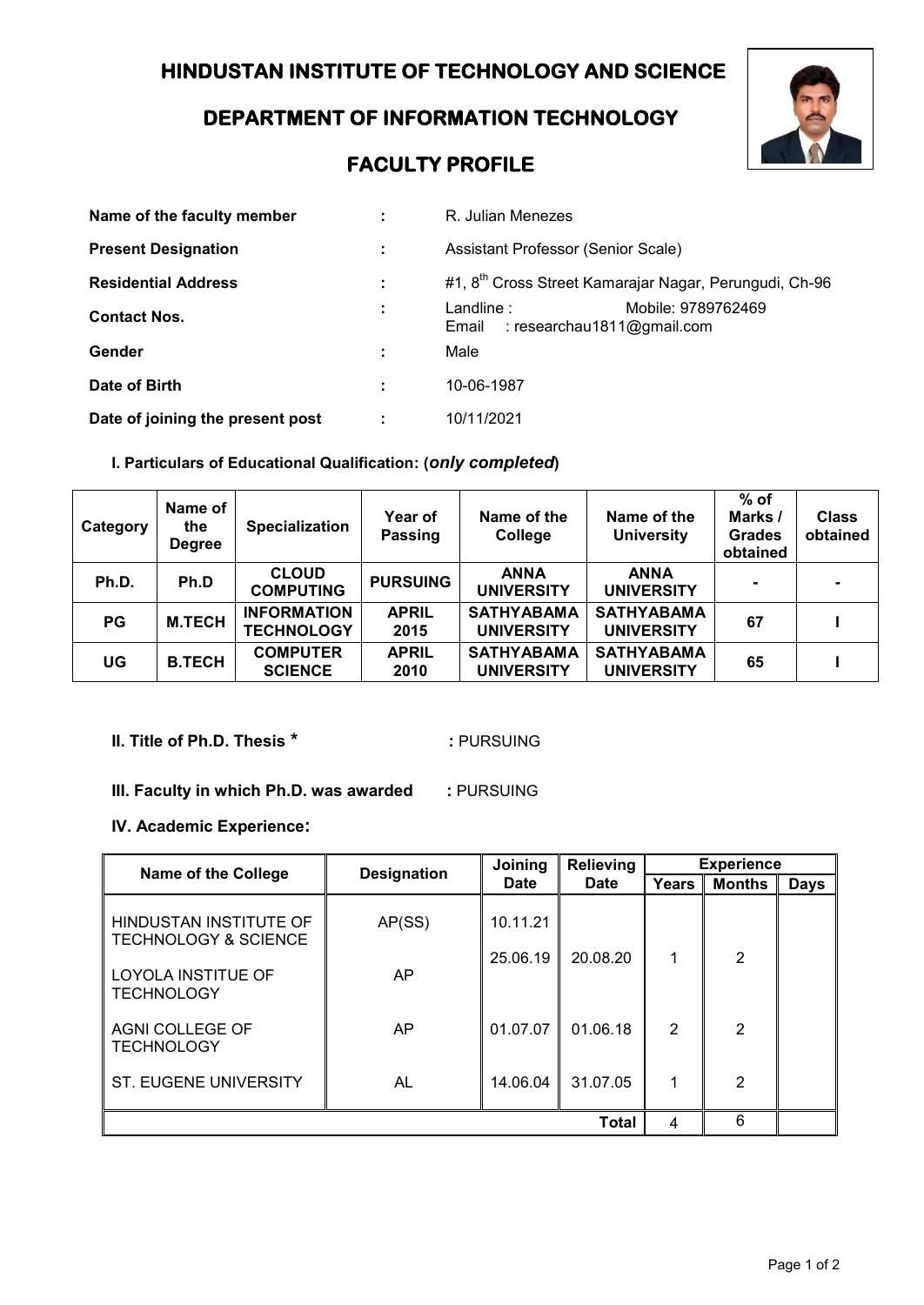# HINDUSTAN INSTITUTE OF TECHNOLOGY AND SCIENCE

## DEPARTMENT OF INFORMATION TECHNOLOGY

## FACULTY PROFILE

| | | |
|---|---|---|
| **Name of the faculty member** | : | R. Julian Menezes |
| **Present Designation** | : | Assistant Professor (Senior Scale) |
| **Residential Address** | : | #1, 8th Cross Street Kamarajar Nagar, Perungudi, Ch-96 |
| **Contact Nos.** | : | Landline : Mobile: 9789762469<br>Email : researchau1811@gmail.com |
| **Gender** | : | Male |
| **Date of Birth** | : | 10-06-1987 |
| **Date of joining the present post** | : | 10/11/2021 |

**I. Particulars of Educational Qualification: (*only completed*)**

| Category | Name of the Degree | Specialization | Year of Passing | Name of the College | Name of the University | % of Marks / Grades obtained | Class obtained |
|---|---|---|---|---|---|---|---|
| **Ph.D.** | **Ph.D** | **CLOUD COMPUTING** | **PURSUING** | **ANNA UNIVERSITY** | **ANNA UNIVERSITY** | **-** | **-** |
| **PG** | **M.TECH** | **INFORMATION TECHNOLOGY** | **APRIL 2015** | **SATHYABAMA UNIVERSITY** | **SATHYABAMA UNIVERSITY** | **67** | **I** |
| **UG** | **B.TECH** | **COMPUTER SCIENCE** | **APRIL 2010** | **SATHYABAMA UNIVERSITY** | **SATHYABAMA UNIVERSITY** | **65** | **I** |

**II. Title of Ph.D. Thesis \*** **:** PURSUING

**III. Faculty in which Ph.D. was awarded** **:** PURSUING

**IV. Academic Experience:**

| Name of the College | Designation | Joining Date | Relieving Date | Experience | | |
|---|---|---|---|---|---|---|
| | | | | Years | Months | Days |
| HINDUSTAN INSTITUTE OF TECHNOLOGY & SCIENCE | AP(SS) | 10.11.21 | | | | |
| LOYOLA INSTITUE OF TECHNOLOGY | AP | 25.06.19 | 20.08.20 | 1 | 2 | |
| AGNI COLLEGE OF TECHNOLOGY | AP | 01.07.07 | 01.06.18 | 2 | 2 | |
| ST. EUGENE UNIVERSITY | AL | 14.06.04 | 31.07.05 | 1 | 2 | |
| **Total** | | | | 4 | 6 | |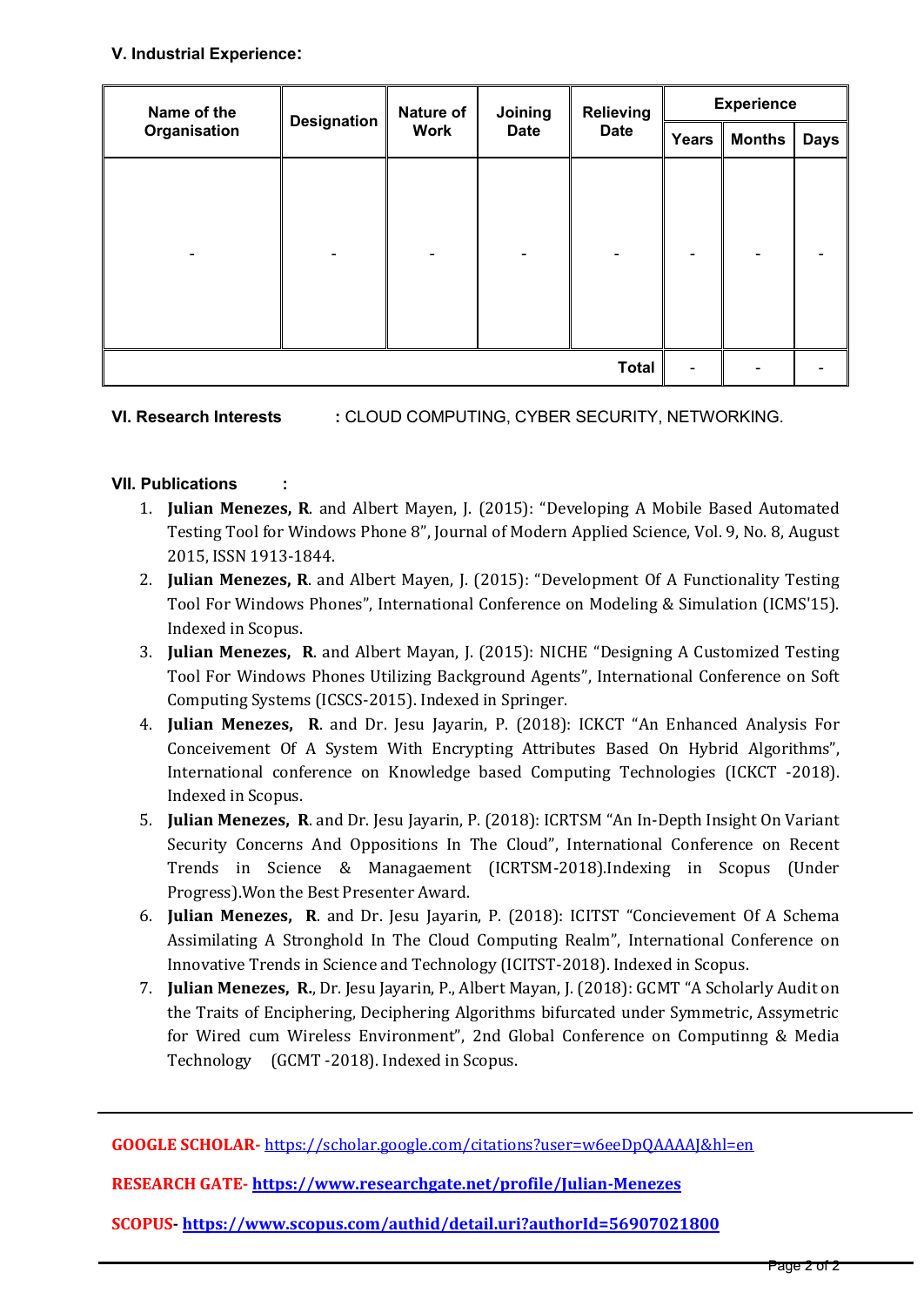**V. Industrial Experience:**

| Name of the Organisation | Designation | Nature of Work | Joining Date | Relieving Date | Experience | | |
|---|---|---|---|---|---|---|---|
| | | | | | Years | Months | Days |
| - | - | - | - | - | - | - | - |
| | | | | Total | - | - | - |

**VI. Research Interests** : CLOUD COMPUTING, CYBER SECURITY, NETWORKING.

**VII. Publications** :

1. **Julian Menezes, R**. and Albert Mayen, J. (2015): "Developing A Mobile Based Automated Testing Tool for Windows Phone 8", Journal of Modern Applied Science, Vol. 9, No. 8, August 2015, ISSN 1913-1844.
2. **Julian Menezes, R**. and Albert Mayen, J. (2015): "Development Of A Functionality Testing Tool For Windows Phones", International Conference on Modeling & Simulation (ICMS'15). Indexed in Scopus.
3. **Julian Menezes, R**. and Albert Mayan, J. (2015): NICHE "Designing A Customized Testing Tool For Windows Phones Utilizing Background Agents", International Conference on Soft Computing Systems (ICSCS-2015). Indexed in Springer.
4. **Julian Menezes, R**. and Dr. Jesu Jayarin, P. (2018): ICKCT "An Enhanced Analysis For Conceivement Of A System With Encrypting Attributes Based On Hybrid Algorithms", International conference on Knowledge based Computing Technologies (ICKCT -2018). Indexed in Scopus.
5. **Julian Menezes, R**. and Dr. Jesu Jayarin, P. (2018): ICRTSM "An In-Depth Insight On Variant Security Concerns And Oppositions In The Cloud", International Conference on Recent Trends in Science & Managaement (ICRTSM-2018).Indexing in Scopus (Under Progress).Won the Best Presenter Award.
6. **Julian Menezes, R**. and Dr. Jesu Jayarin, P. (2018): ICITST "Concievement Of A Schema Assimilating A Stronghold In The Cloud Computing Realm", International Conference on Innovative Trends in Science and Technology (ICITST-2018). Indexed in Scopus.
7. **Julian Menezes, R.**, Dr. Jesu Jayarin, P., Albert Mayan, J. (2018): GCMT "A Scholarly Audit on the Traits of Enciphering, Deciphering Algorithms bifurcated under Symmetric, Assymetric for Wired cum Wireless Environment", 2nd Global Conference on Computinng & Media Technology (GCMT -2018). Indexed in Scopus.

---

**GOOGLE SCHOLAR-** https://scholar.google.com/citations?user=w6eeDpQAAAAJ&hl=en

**RESEARCH GATE-** **https://www.researchgate.net/profile/Julian-Menezes**

**SCOPUS-** **https://www.scopus.com/authid/detail.uri?authorId=56907021800**